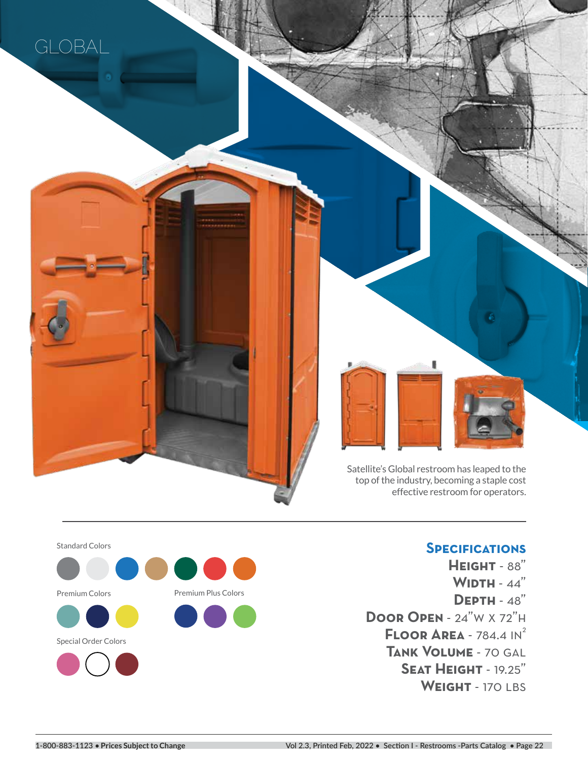# GLOBAL

Satellite's Global restroom has leaped to the top of the industry, becoming a staple cost effective restroom for operators.

Standard Colors

Premium Colors

Premium Plus Colors

Special Order Colors

## Specifications

**Height** - 88"

**Width** - 44"

**Depth** - 48"

**Door Open** - 24"W x 72"H

**Floor Area** - 784.4 $IN^2$

**Tank Volume** - 70 GAL

**Seat Height** - 19.25"

**Weight** - 170 LBS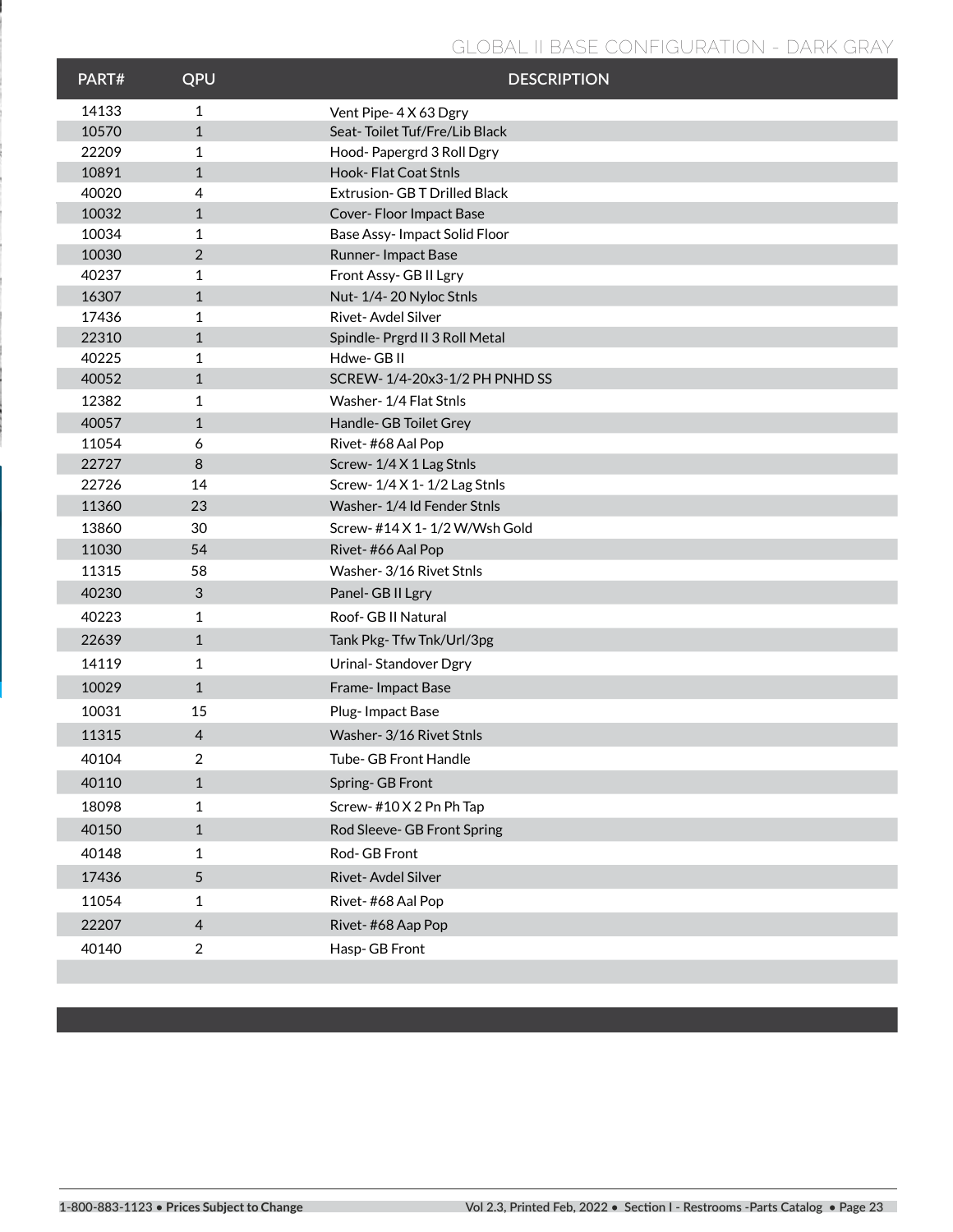## GLOBAL II BASE CONFIGURATION - DARK GRAY

| PART# | QPU | DESCRIPTION |
|---|---|---|
| 14133 | 1 | Vent Pipe- 4 X 63 Dgry |
| 10570 | 1 | Seat- Toilet Tuf/Fre/Lib Black |
| 22209 | 1 | Hood- Papergrd 3 Roll Dgry |
| 10891 | 1 | Hook- Flat Coat Stnls |
| 40020 | 4 | Extrusion- GB T Drilled Black |
| 10032 | 1 | Cover- Floor Impact Base |
| 10034 | 1 | Base Assy- Impact Solid Floor |
| 10030 | 2 | Runner- Impact Base |
| 40237 | 1 | Front Assy- GB II Lgry |
| 16307 | 1 | Nut- 1/4- 20 Nyloc Stnls |
| 17436 | 1 | Rivet- Avdel Silver |
| 22310 | 1 | Spindle- Prgrd II 3 Roll Metal |
| 40225 | 1 | Hdwe- GB II |
| 40052 | 1 | SCREW- 1/4-20x3-1/2 PH PNHD SS |
| 12382 | 1 | Washer- 1/4 Flat Stnls |
| 40057 | 1 | Handle- GB Toilet Grey |
| 11054 | 6 | Rivet- #68 Aal Pop |
| 22727 | 8 | Screw- 1/4 X 1 Lag Stnls |
| 22726 | 14 | Screw- 1/4 X 1- 1/2 Lag Stnls |
| 11360 | 23 | Washer- 1/4 Id Fender Stnls |
| 13860 | 30 | Screw- #14 X 1- 1/2 W/Wsh Gold |
| 11030 | 54 | Rivet- #66 Aal Pop |
| 11315 | 58 | Washer- 3/16 Rivet Stnls |
| 40230 | 3 | Panel- GB II Lgry |
| 40223 | 1 | Roof- GB II Natural |
| 22639 | 1 | Tank Pkg- Tfw Tnk/Url/3pg |
| 14119 | 1 | Urinal- Standover Dgry |
| 10029 | 1 | Frame- Impact Base |
| 10031 | 15 | Plug- Impact Base |
| 11315 | 4 | Washer- 3/16 Rivet Stnls |
| 40104 | 2 | Tube- GB Front Handle |
| 40110 | 1 | Spring- GB Front |
| 18098 | 1 | Screw- #10 X 2 Pn Ph Tap |
| 40150 | 1 | Rod Sleeve- GB Front Spring |
| 40148 | 1 | Rod- GB Front |
| 17436 | 5 | Rivet- Avdel Silver |
| 11054 | 1 | Rivet- #68 Aal Pop |
| 22207 | 4 | Rivet- #68 Aap Pop |
| 40140 | 2 | Hasp- GB Front |

1-800-883-1123 • **Prices Subject to Change**

Vol 2.3, Printed Feb, 2022 • Section I - Restrooms -Parts Catalog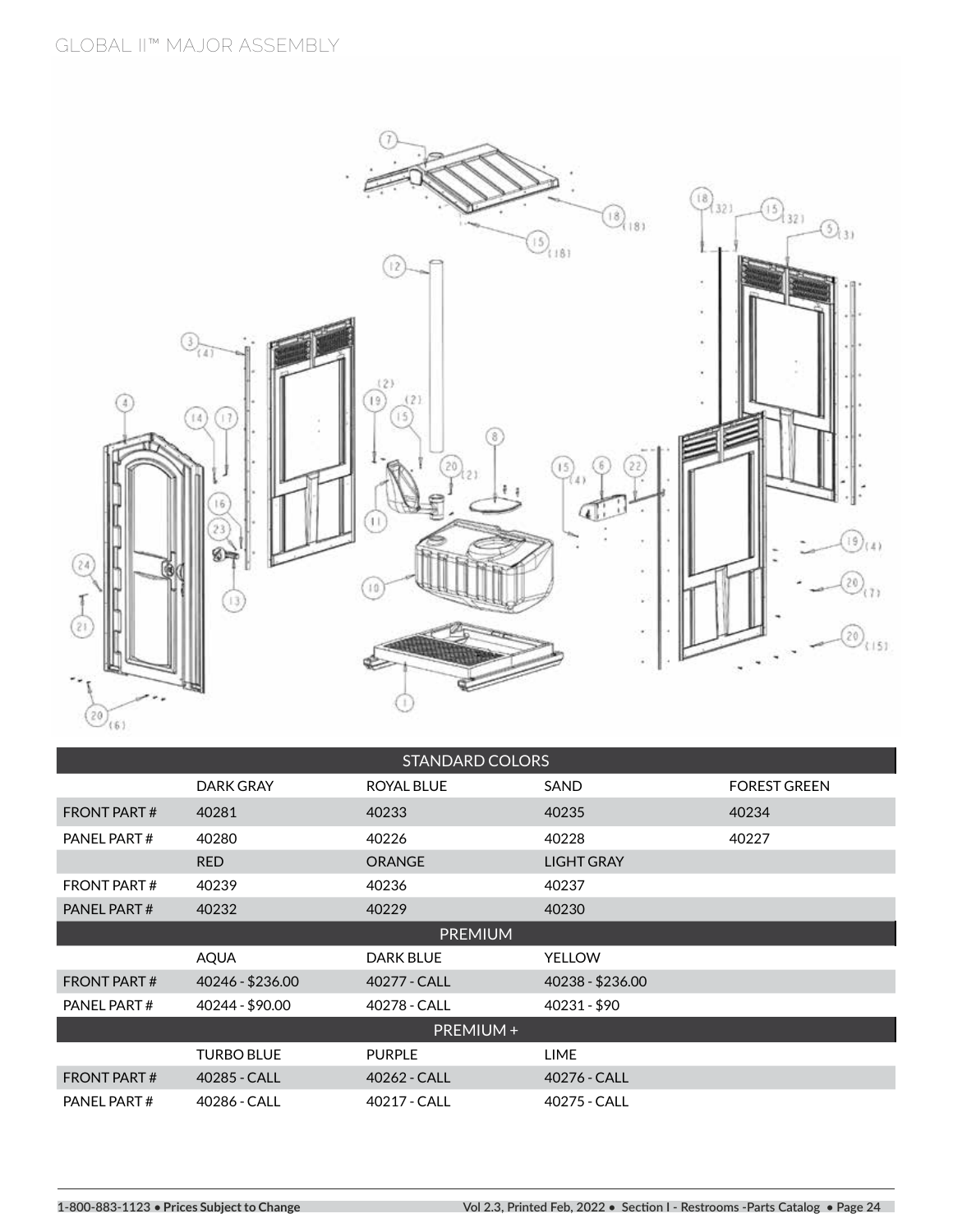# GLOBAL II™ MAJOR ASSEMBLY

| STANDARD COLORS | | | | |
|---|---|---|---|---|
| | DARK GRAY | ROYAL BLUE | SAND | FOREST GREEN |
| FRONT PART # | 40281 | 40233 | 40235 | 40234 |
| PANEL PART # | 40280 | 40226 | 40228 | 40227 |
| | RED | ORANGE | LIGHT GRAY | |
| FRONT PART # | 40239 | 40236 | 40237 | |
| PANEL PART # | 40232 | 40229 | 40230 | |
| PREMIUM | | | | |
| | AQUA | DARK BLUE | YELLOW | |
| FRONT PART # | 40246 - $236.00 | 40277 - CALL | 40238 - $236.00 | |
| PANEL PART # | 40244 - $90.00 | 40278 - CALL | 40231 - $90 | |
| PREMIUM + | | | | |
| | TURBO BLUE | PURPLE | LIME | |
| FRONT PART # | 40285 - CALL | 40262 - CALL | 40276 - CALL | |
| PANEL PART # | 40286 - CALL | 40217 - CALL | 40275 - CALL | |

1-800-883-1123 • **Prices Subject to Change**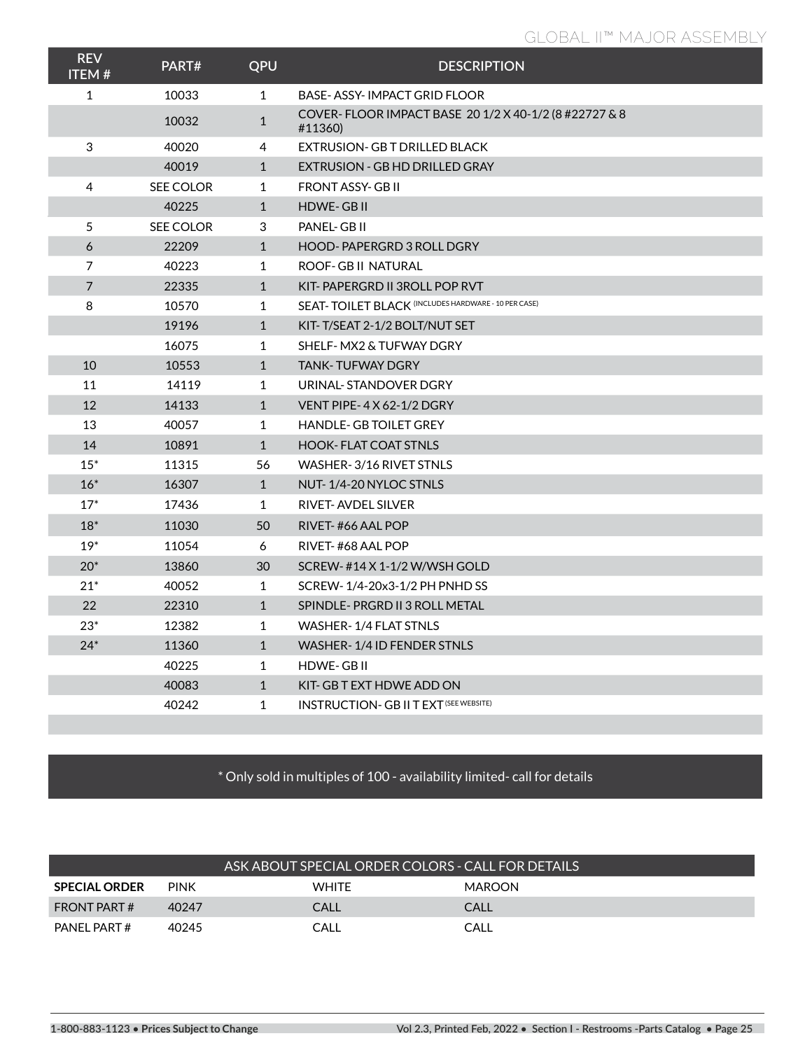## GLOBAL II™ MAJOR ASSEMBLY

| REV ITEM # | PART# | QPU | DESCRIPTION |
|---|---|---|---|
| 1 | 10033 | 1 | BASE- ASSY- IMPACT GRID FLOOR |
| | 10032 | 1 | COVER- FLOOR IMPACT BASE 20 1/2 X 40-1/2 (8 #22727 & 8 #11360) |
| 3 | 40020 | 4 | EXTRUSION- GB T DRILLED BLACK |
| | 40019 | 1 | EXTRUSION - GB HD DRILLED GRAY |
| 4 | SEE COLOR | 1 | FRONT ASSY- GB II |
| | 40225 | 1 | HDWE- GB II |
| 5 | SEE COLOR | 3 | PANEL- GB II |
| 6 | 22209 | 1 | HOOD- PAPERGRD 3 ROLL DGRY |
| 7 | 40223 | 1 | ROOF- GB II NATURAL |
| 7 | 22335 | 1 | KIT- PAPERGRD II 3ROLL POP RVT |
| 8 | 10570 | 1 | SEAT- TOILET BLACK (INCLUDES HARDWARE - 10 PER CASE) |
| | 19196 | 1 | KIT- T/SEAT 2-1/2 BOLT/NUT SET |
| | 16075 | 1 | SHELF- MX2 & TUFWAY DGRY |
| 10 | 10553 | 1 | TANK- TUFWAY DGRY |
| 11 | 14119 | 1 | URINAL- STANDOVER DGRY |
| 12 | 14133 | 1 | VENT PIPE- 4 X 62-1/2 DGRY |
| 13 | 40057 | 1 | HANDLE- GB TOILET GREY |
| 14 | 10891 | 1 | HOOK- FLAT COAT STNLS |
| 15* | 11315 | 56 | WASHER- 3/16 RIVET STNLS |
| 16* | 16307 | 1 | NUT- 1/4-20 NYLOC STNLS |
| 17* | 17436 | 1 | RIVET- AVDEL SILVER |
| 18* | 11030 | 50 | RIVET- #66 AAL POP |
| 19* | 11054 | 6 | RIVET- #68 AAL POP |
| 20* | 13860 | 30 | SCREW- #14 X 1-1/2 W/WSH GOLD |
| 21* | 40052 | 1 | SCREW- 1/4-20x3-1/2 PH PNHD SS |
| 22 | 22310 | 1 | SPINDLE- PRGRD II 3 ROLL METAL |
| 23* | 12382 | 1 | WASHER- 1/4 FLAT STNLS |
| 24* | 11360 | 1 | WASHER- 1/4 ID FENDER STNLS |
| | 40225 | 1 | HDWE- GB II |
| | 40083 | 1 | KIT- GB T EXT HDWE ADD ON |
| | 40242 | 1 | INSTRUCTION- GB II T EXT (SEE WEBSITE) |

* Only sold in multiples of 100 - availability limited- call for details

| ASK ABOUT SPECIAL ORDER COLORS - CALL FOR DETAILS | | | |
|---|---|---|---|
| **SPECIAL ORDER** | PINK | WHITE | MAROON |
| FRONT PART # | 40247 | CALL | CALL |
| PANEL PART # | 40245 | CALL | CALL |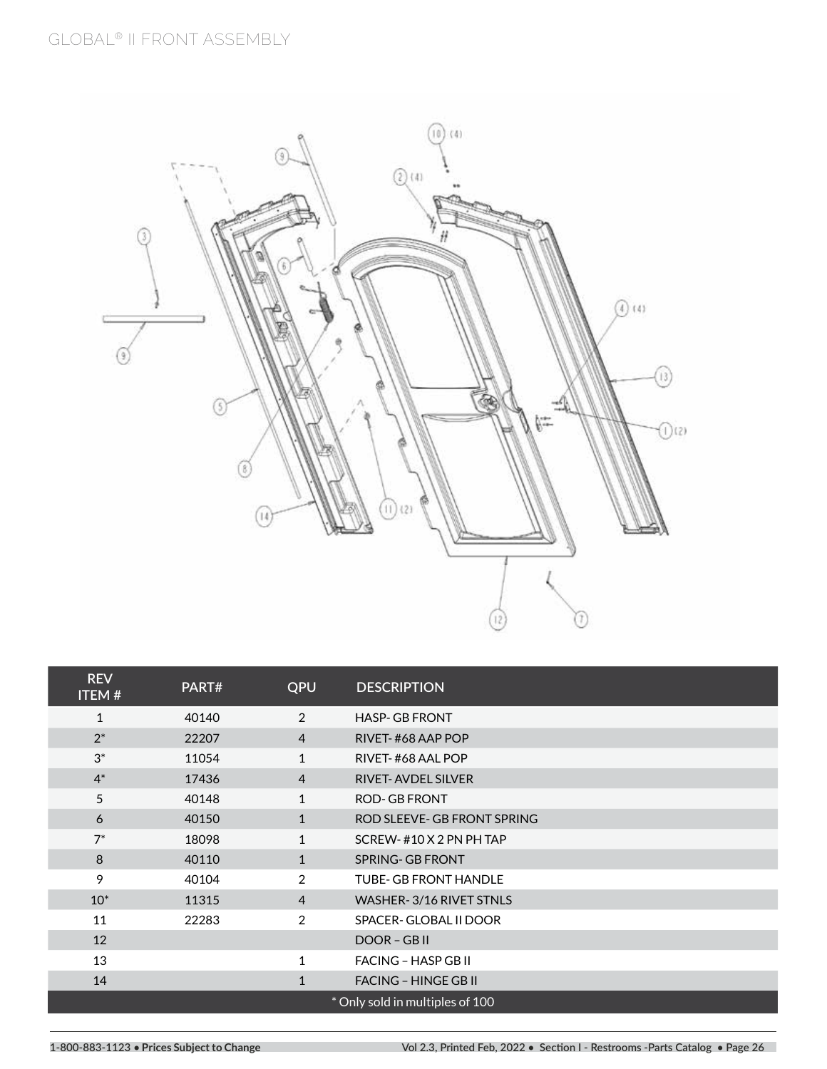# GLOBAL® II FRONT ASSEMBLY

| REV ITEM # | PART# | QPU | DESCRIPTION |
|---|---|---|---|
| 1 | 40140 | 2 | HASP- GB FRONT |
| 2* | 22207 | 4 | RIVET- #68 AAP POP |
| 3* | 11054 | 1 | RIVET- #68 AAL POP |
| 4* | 17436 | 4 | RIVET- AVDEL SILVER |
| 5 | 40148 | 1 | ROD- GB FRONT |
| 6 | 40150 | 1 | ROD SLEEVE- GB FRONT SPRING |
| 7* | 18098 | 1 | SCREW- #10 X 2 PN PH TAP |
| 8 | 40110 | 1 | SPRING- GB FRONT |
| 9 | 40104 | 2 | TUBE- GB FRONT HANDLE |
| 10* | 11315 | 4 | WASHER- 3/16 RIVET STNLS |
| 11 | 22283 | 2 | SPACER- GLOBAL II DOOR |
| 12 | | | DOOR – GB II |
| 13 | | 1 | FACING – HASP GB II |
| 14 | | 1 | FACING – HINGE GB II |
| * Only sold in multiples of 100 | | | |